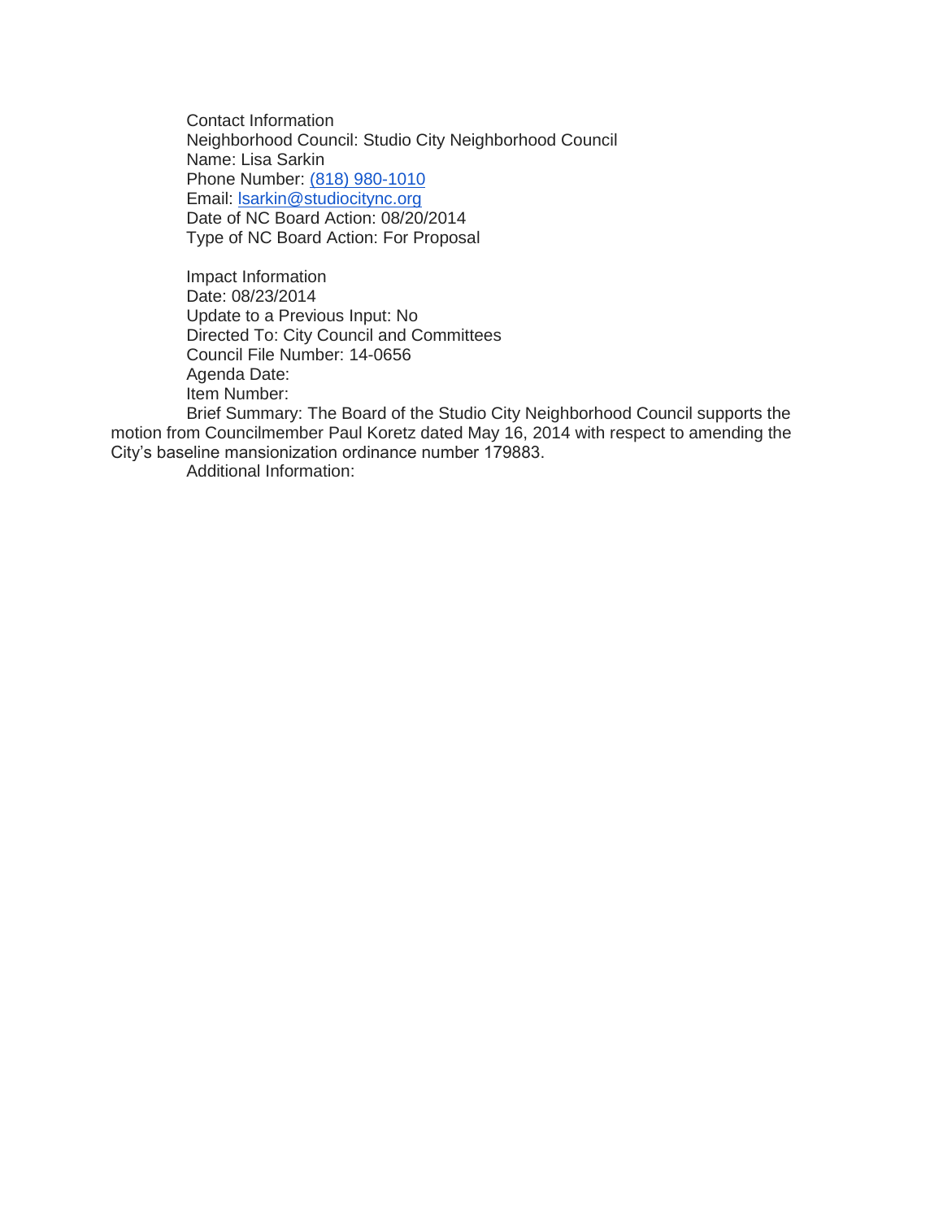Contact Information
Neighborhood Council: Studio City Neighborhood Council
Name: Lisa Sarkin
Phone Number: (818) 980-1010
Email: lsarkin@studiocitync.org
Date of NC Board Action: 08/20/2014
Type of NC Board Action: For Proposal

Impact Information
Date: 08/23/2014
Update to a Previous Input: No
Directed To: City Council and Committees
Council File Number: 14-0656
Agenda Date:
Item Number:
Brief Summary: The Board of the Studio City Neighborhood Council supports the motion from Councilmember Paul Koretz dated May 16, 2014 with respect to amending the City's baseline mansionization ordinance number 179883.
Additional Information: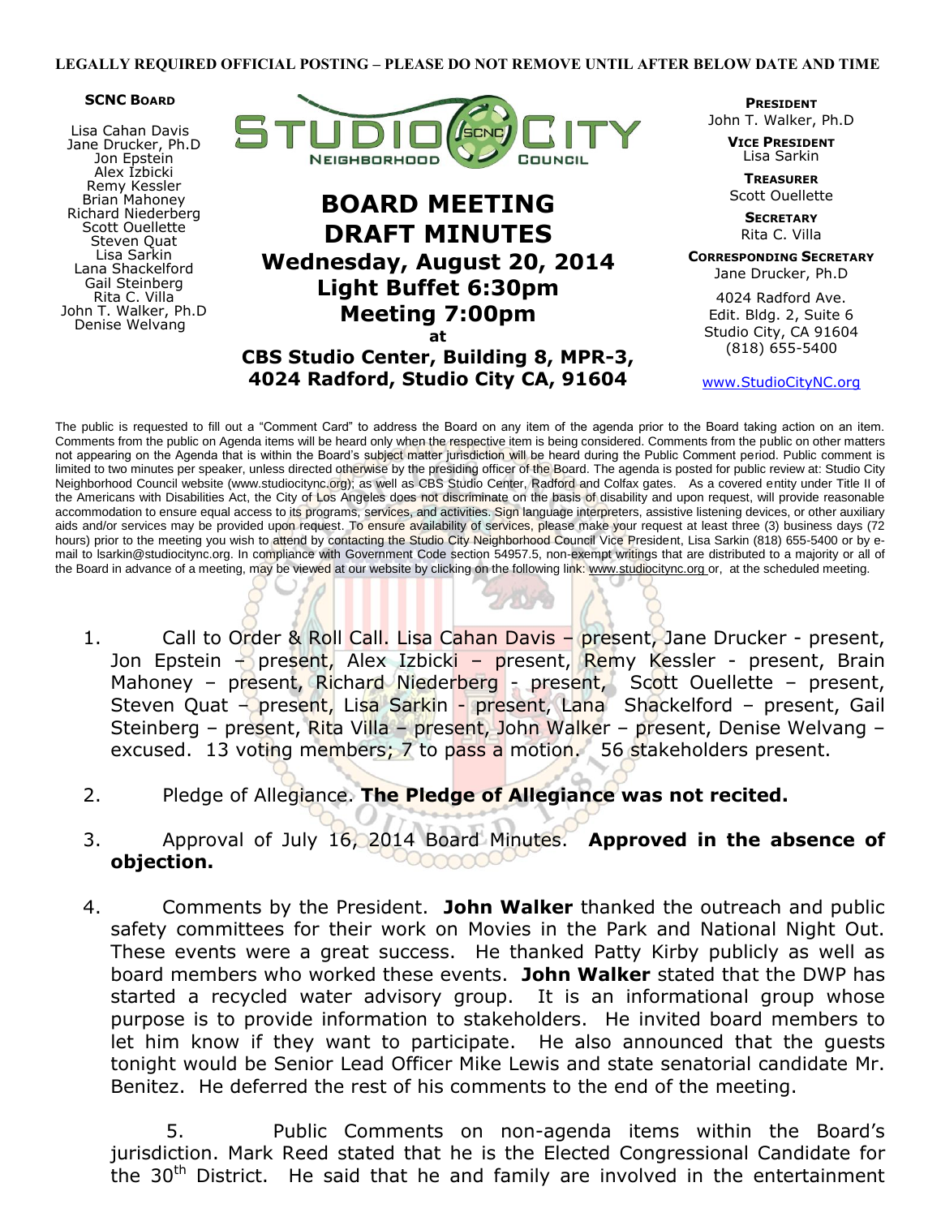**LEGALLY REQUIRED OFFICIAL POSTING – PLEASE DO NOT REMOVE UNTIL AFTER BELOW DATE AND TIME**

**SCNC Board**

Lisa Cahan Davis
Jane Drucker, Ph.D
Jon Epstein
Alex Izbicki
Remy Kessler
Brian Mahoney
Richard Niederberg
Scott Ouellette
Steven Quat
Lisa Sarkin
Lana Shackelford
Gail Steinberg
Rita C. Villa
John T. Walker, Ph.D
Denise Welvang

STUDIO CITY NEIGHBORHOOD COUNCIL

# BOARD MEETING DRAFT MINUTES

## Wednesday, August 20, 2014
## Light Buffet 6:30pm
## Meeting 7:00pm
at
### CBS Studio Center, Building 8, MPR-3, 4024 Radford, Studio City CA, 91604

**President**
John T. Walker, Ph.D

**Vice President**
Lisa Sarkin

**Treasurer**
Scott Ouellette

**Secretary**
Rita C. Villa

**Corresponding Secretary**
Jane Drucker, Ph.D

4024 Radford Ave.
Edit. Bldg. 2, Suite 6
Studio City, CA 91604
(818) 655-5400

www.StudioCityNC.org

The public is requested to fill out a "Comment Card" to address the Board on any item of the agenda prior to the Board taking action on an item. Comments from the public on Agenda items will be heard only when the respective item is being considered. Comments from the public on other matters not appearing on the Agenda that is within the Board's subject matter jurisdiction will be heard during the Public Comment period. Public comment is limited to two minutes per speaker, unless directed otherwise by the presiding officer of the Board. The agenda is posted for public review at: Studio City Neighborhood Council website (www.studiocitync.org); as well as CBS Studio Center, Radford and Colfax gates. As a covered entity under Title II of the Americans with Disabilities Act, the City of Los Angeles does not discriminate on the basis of disability and upon request, will provide reasonable accommodation to ensure equal access to its programs, services, and activities. Sign language interpreters, assistive listening devices, or other auxiliary aids and/or services may be provided upon request. To ensure availability of services, please make your request at least three (3) business days (72 hours) prior to the meeting you wish to attend by contacting the Studio City Neighborhood Council Vice President, Lisa Sarkin (818) 655-5400 or by e-mail to lsarkin@studiocitync.org. In compliance with Government Code section 54957.5, non-exempt writings that are distributed to a majority or all of the Board in advance of a meeting, may be viewed at our website by clicking on the following link: www.studiocitync.org or, at the scheduled meeting.

1. Call to Order & Roll Call. Lisa Cahan Davis – present, Jane Drucker - present, Jon Epstein – present, Alex Izbicki – present, Remy Kessler - present, Brain Mahoney – present, Richard Niederberg - present, Scott Ouellette – present, Steven Quat – present, Lisa Sarkin - present, Lana Shackelford – present, Gail Steinberg – present, Rita Villa – present, John Walker – present, Denise Welvang – excused. 13 voting members; 7 to pass a motion. 56 stakeholders present.

2. Pledge of Allegiance. **The Pledge of Allegiance was not recited.**

3. Approval of July 16, 2014 Board Minutes. **Approved in the absence of objection.**

4. Comments by the President. **John Walker** thanked the outreach and public safety committees for their work on Movies in the Park and National Night Out. These events were a great success. He thanked Patty Kirby publicly as well as board members who worked these events. **John Walker** stated that the DWP has started a recycled water advisory group. It is an informational group whose purpose is to provide information to stakeholders. He invited board members to let him know if they want to participate. He also announced that the guests tonight would be Senior Lead Officer Mike Lewis and state senatorial candidate Mr. Benitez. He deferred the rest of his comments to the end of the meeting.

5. Public Comments on non-agenda items within the Board's jurisdiction. Mark Reed stated that he is the Elected Congressional Candidate for the 30th District. He said that he and family are involved in the entertainment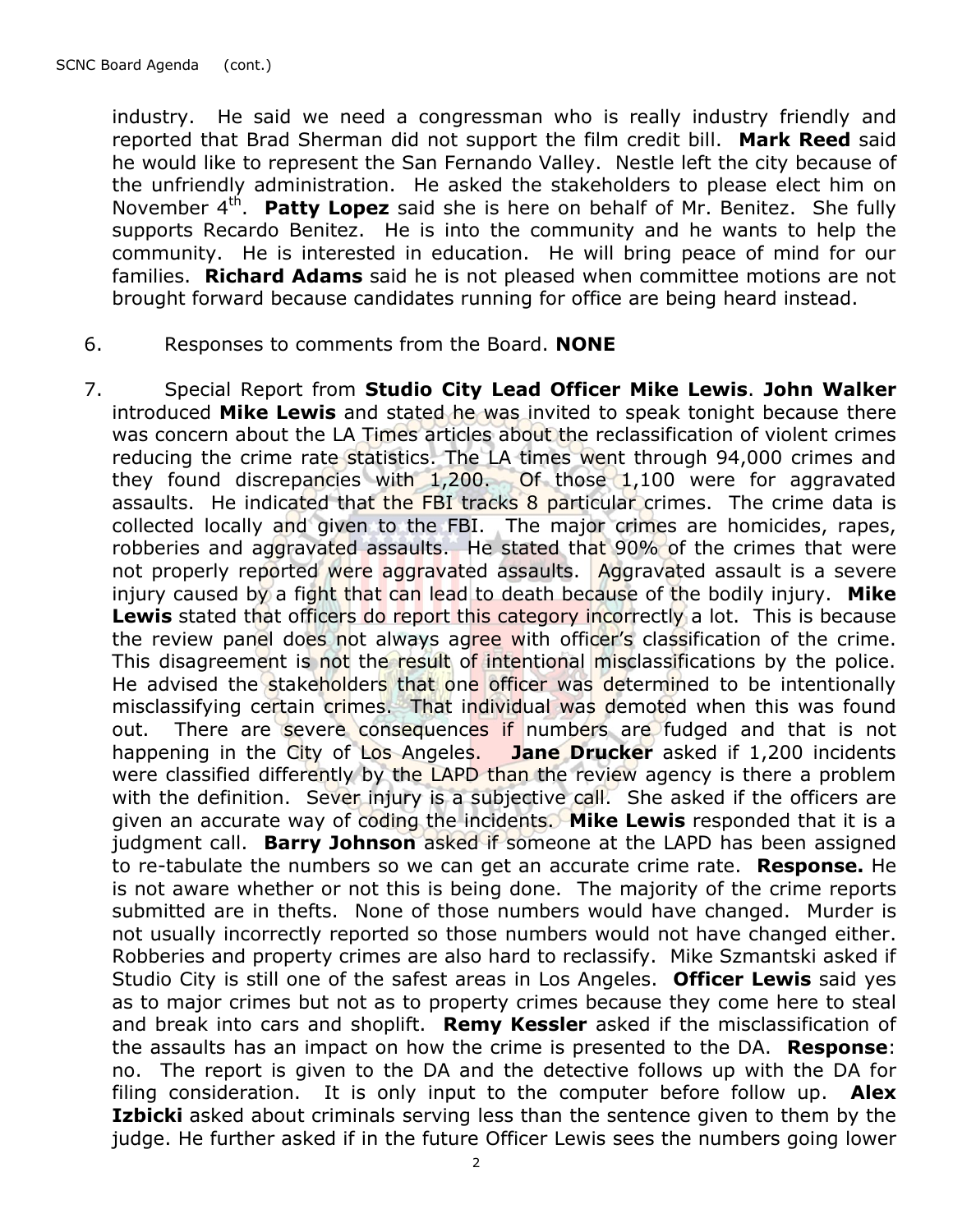industry. He said we need a congressman who is really industry friendly and reported that Brad Sherman did not support the film credit bill. **Mark Reed** said he would like to represent the San Fernando Valley. Nestle left the city because of the unfriendly administration. He asked the stakeholders to please elect him on November 4th. **Patty Lopez** said she is here on behalf of Mr. Benitez. She fully supports Recardo Benitez. He is into the community and he wants to help the community. He is interested in education. He will bring peace of mind for our families. **Richard Adams** said he is not pleased when committee motions are not brought forward because candidates running for office are being heard instead.

6. Responses to comments from the Board. **NONE**

7. Special Report from **Studio City Lead Officer Mike Lewis**. **John Walker** introduced **Mike Lewis** and stated he was invited to speak tonight because there was concern about the LA Times articles about the reclassification of violent crimes reducing the crime rate statistics. The LA times went through 94,000 crimes and they found discrepancies with 1,200. Of those 1,100 were for aggravated assaults. He indicated that the FBI tracks 8 particular crimes. The crime data is collected locally and given to the FBI. The major crimes are homicides, rapes, robberies and aggravated assaults. He stated that 90% of the crimes that were not properly reported were aggravated assaults. Aggravated assault is a severe injury caused by a fight that can lead to death because of the bodily injury. **Mike Lewis** stated that officers do report this category incorrectly a lot. This is because the review panel does not always agree with officer's classification of the crime. This disagreement is not the result of intentional misclassifications by the police. He advised the stakeholders that one officer was determined to be intentionally misclassifying certain crimes. That individual was demoted when this was found out. There are severe consequences if numbers are fudged and that is not happening in the City of Los Angeles. **Jane Drucker** asked if 1,200 incidents were classified differently by the LAPD than the review agency is there a problem with the definition. Sever injury is a subjective call. She asked if the officers are given an accurate way of coding the incidents. **Mike Lewis** responded that it is a judgment call. **Barry Johnson** asked if someone at the LAPD has been assigned to re-tabulate the numbers so we can get an accurate crime rate. **Response.** He is not aware whether or not this is being done. The majority of the crime reports submitted are in thefts. None of those numbers would have changed. Murder is not usually incorrectly reported so those numbers would not have changed either. Robberies and property crimes are also hard to reclassify. Mike Szmantski asked if Studio City is still one of the safest areas in Los Angeles. **Officer Lewis** said yes as to major crimes but not as to property crimes because they come here to steal and break into cars and shoplift. **Remy Kessler** asked if the misclassification of the assaults has an impact on how the crime is presented to the DA. **Response**: no. The report is given to the DA and the detective follows up with the DA for filing consideration. It is only input to the computer before follow up. **Alex Izbicki** asked about criminals serving less than the sentence given to them by the judge. He further asked if in the future Officer Lewis sees the numbers going lower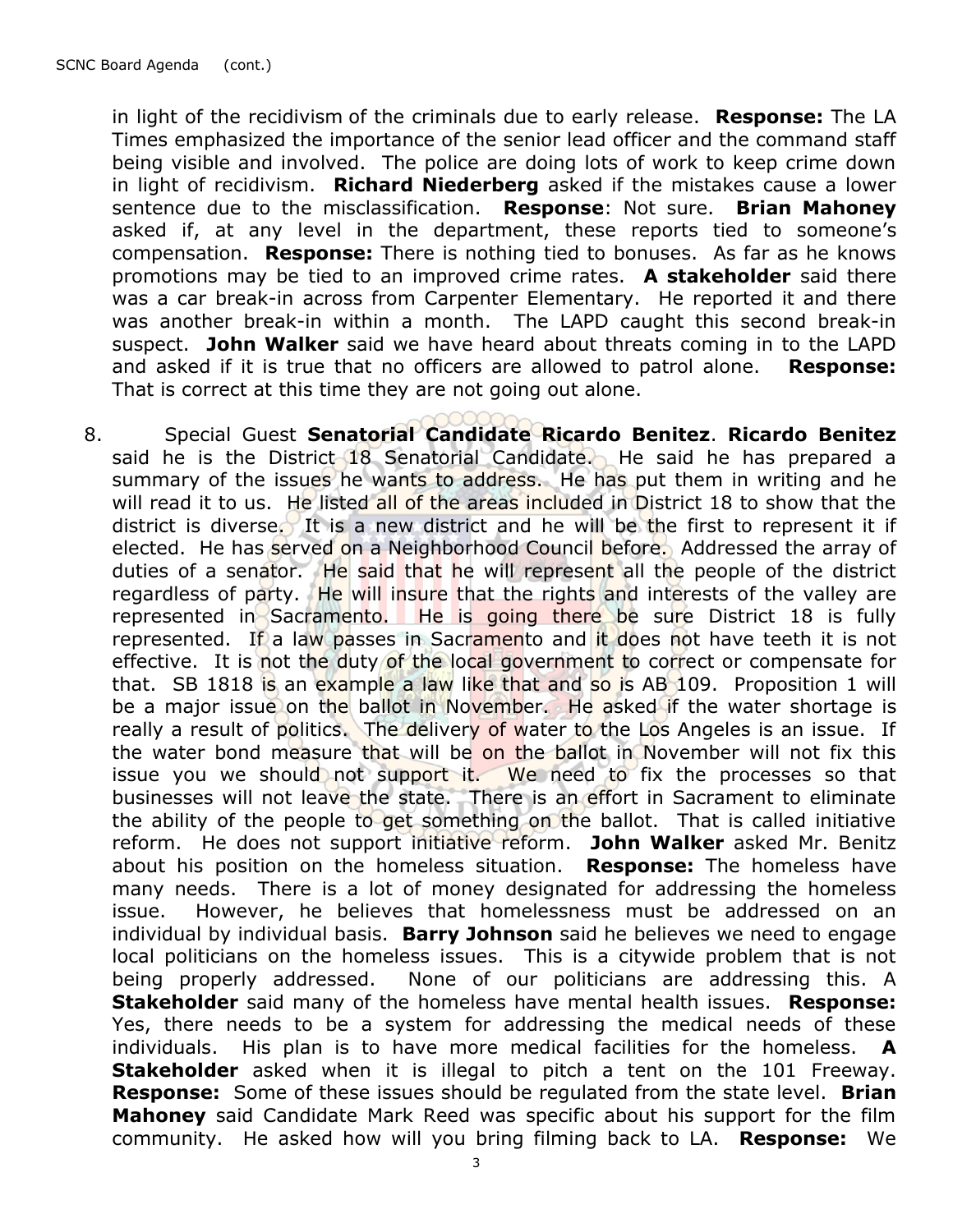in light of the recidivism of the criminals due to early release. **Response:** The LA Times emphasized the importance of the senior lead officer and the command staff being visible and involved. The police are doing lots of work to keep crime down in light of recidivism. **Richard Niederberg** asked if the mistakes cause a lower sentence due to the misclassification. **Response**: Not sure. **Brian Mahoney** asked if, at any level in the department, these reports tied to someone's compensation. **Response:** There is nothing tied to bonuses. As far as he knows promotions may be tied to an improved crime rates. **A stakeholder** said there was a car break-in across from Carpenter Elementary. He reported it and there was another break-in within a month. The LAPD caught this second break-in suspect. **John Walker** said we have heard about threats coming in to the LAPD and asked if it is true that no officers are allowed to patrol alone. **Response:** That is correct at this time they are not going out alone.

8. Special Guest **Senatorial Candidate Ricardo Benitez**. **Ricardo Benitez** said he is the District 18 Senatorial Candidate. He said he has prepared a summary of the issues he wants to address. He has put them in writing and he will read it to us. He listed all of the areas included in District 18 to show that the district is diverse. It is a new district and he will be the first to represent it if elected. He has served on a Neighborhood Council before. Addressed the array of duties of a senator. He said that he will represent all the people of the district regardless of party. He will insure that the rights and interests of the valley are represented in Sacramento. He is going there be sure District 18 is fully represented. If a law passes in Sacramento and it does not have teeth it is not effective. It is not the duty of the local government to correct or compensate for that. SB 1818 is an example a law like that and so is AB 109. Proposition 1 will be a major issue on the ballot in November. He asked if the water shortage is really a result of politics. The delivery of water to the Los Angeles is an issue. If the water bond measure that will be on the ballot in November will not fix this issue you we should not support it. We need to fix the processes so that businesses will not leave the state. There is an effort in Sacrament to eliminate the ability of the people to get something on the ballot. That is called initiative reform. He does not support initiative reform. **John Walker** asked Mr. Benitz about his position on the homeless situation. **Response:** The homeless have many needs. There is a lot of money designated for addressing the homeless issue. However, he believes that homelessness must be addressed on an individual by individual basis. **Barry Johnson** said he believes we need to engage local politicians on the homeless issues. This is a citywide problem that is not being properly addressed. None of our politicians are addressing this. A **Stakeholder** said many of the homeless have mental health issues. **Response:** Yes, there needs to be a system for addressing the medical needs of these individuals. His plan is to have more medical facilities for the homeless. **A Stakeholder** asked when it is illegal to pitch a tent on the 101 Freeway. **Response:** Some of these issues should be regulated from the state level. **Brian Mahoney** said Candidate Mark Reed was specific about his support for the film community. He asked how will you bring filming back to LA. **Response:** We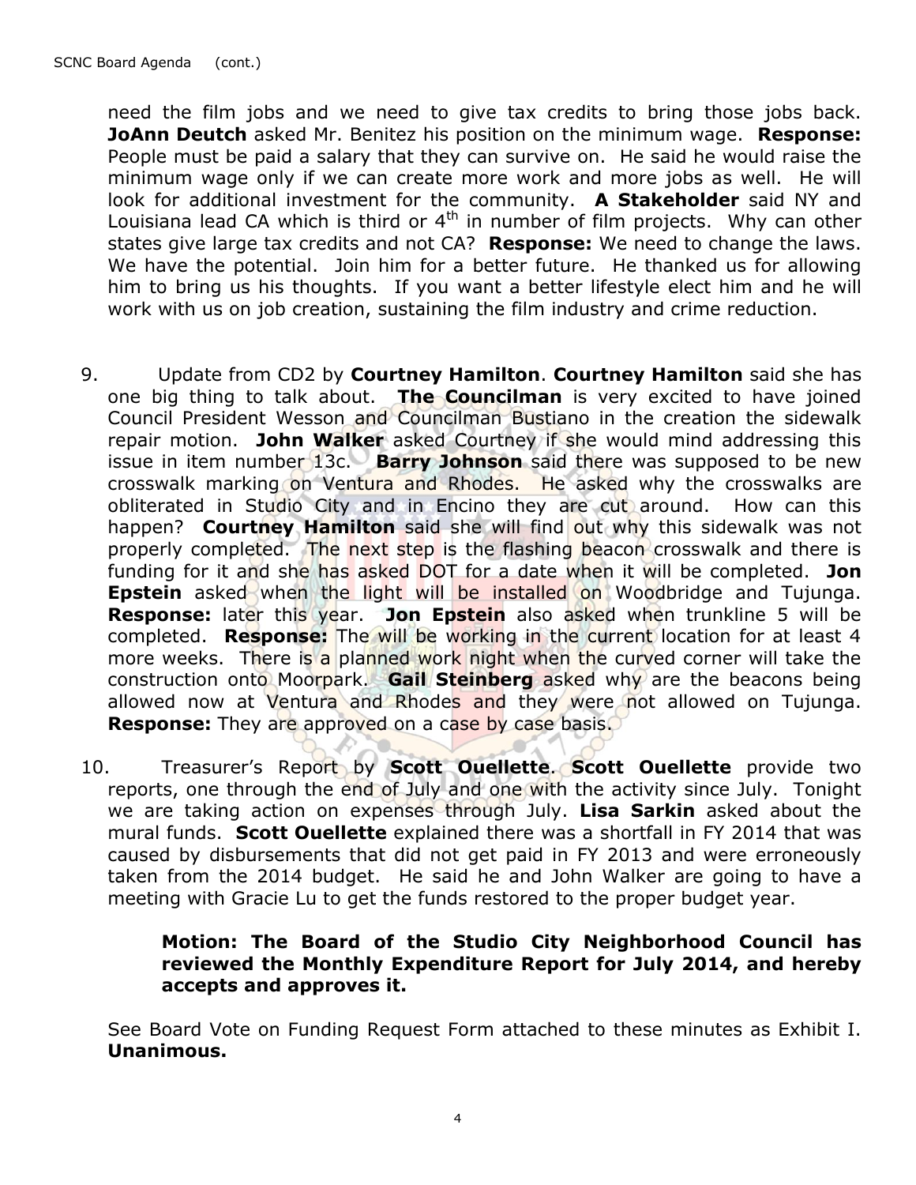need the film jobs and we need to give tax credits to bring those jobs back. **JoAnn Deutch** asked Mr. Benitez his position on the minimum wage. **Response:** People must be paid a salary that they can survive on. He said he would raise the minimum wage only if we can create more work and more jobs as well. He will look for additional investment for the community. **A Stakeholder** said NY and Louisiana lead CA which is third or 4th in number of film projects. Why can other states give large tax credits and not CA? **Response:** We need to change the laws. We have the potential. Join him for a better future. He thanked us for allowing him to bring us his thoughts. If you want a better lifestyle elect him and he will work with us on job creation, sustaining the film industry and crime reduction.

9. Update from CD2 by **Courtney Hamilton**. **Courtney Hamilton** said she has one big thing to talk about. **The Councilman** is very excited to have joined Council President Wesson and Councilman Bustiano in the creation the sidewalk repair motion. **John Walker** asked Courtney if she would mind addressing this issue in item number 13c. **Barry Johnson** said there was supposed to be new crosswalk marking on Ventura and Rhodes. He asked why the crosswalks are obliterated in Studio City and in Encino they are cut around. How can this happen? **Courtney Hamilton** said she will find out why this sidewalk was not properly completed. The next step is the flashing beacon crosswalk and there is funding for it and she has asked DOT for a date when it will be completed. **Jon Epstein** asked when the light will be installed on Woodbridge and Tujunga. **Response:** later this year. **Jon Epstein** also asked when trunkline 5 will be completed. **Response:** The will be working in the current location for at least 4 more weeks. There is a planned work night when the curved corner will take the construction onto Moorpark. **Gail Steinberg** asked why are the beacons being allowed now at Ventura and Rhodes and they were not allowed on Tujunga. **Response:** They are approved on a case by case basis.

10. Treasurer's Report by **Scott Ouellette**. **Scott Ouellette** provide two reports, one through the end of July and one with the activity since July. Tonight we are taking action on expenses through July. **Lisa Sarkin** asked about the mural funds. **Scott Ouellette** explained there was a shortfall in FY 2014 that was caused by disbursements that did not get paid in FY 2013 and were erroneously taken from the 2014 budget. He said he and John Walker are going to have a meeting with Gracie Lu to get the funds restored to the proper budget year.

**Motion: The Board of the Studio City Neighborhood Council has reviewed the Monthly Expenditure Report for July 2014, and hereby accepts and approves it.**

See Board Vote on Funding Request Form attached to these minutes as Exhibit I. **Unanimous.**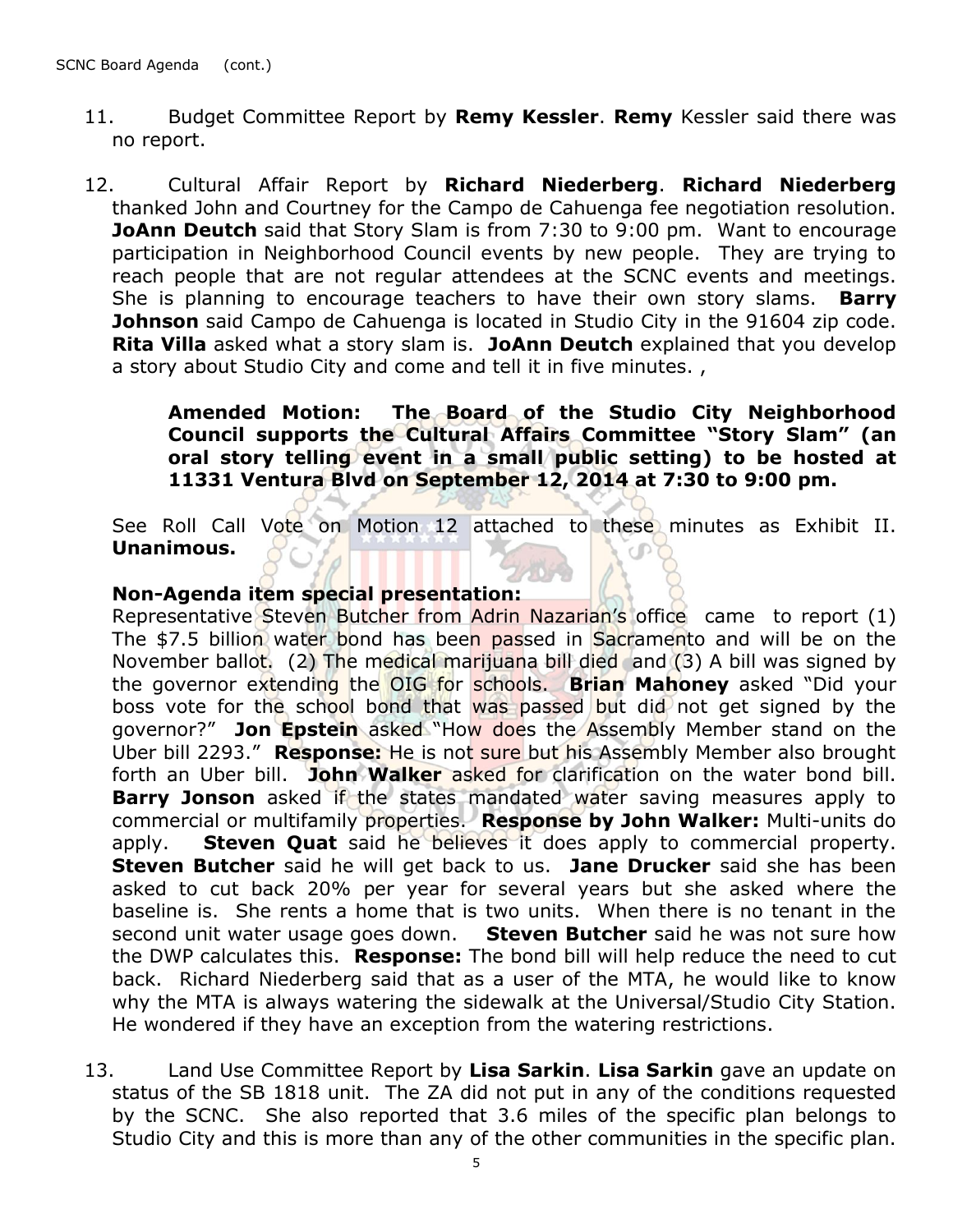11. Budget Committee Report by **Remy Kessler**. **Remy** Kessler said there was no report.

12. Cultural Affair Report by **Richard Niederberg**. **Richard Niederberg** thanked John and Courtney for the Campo de Cahuenga fee negotiation resolution. **JoAnn Deutch** said that Story Slam is from 7:30 to 9:00 pm. Want to encourage participation in Neighborhood Council events by new people. They are trying to reach people that are not regular attendees at the SCNC events and meetings. She is planning to encourage teachers to have their own story slams. **Barry Johnson** said Campo de Cahuenga is located in Studio City in the 91604 zip code. **Rita Villa** asked what a story slam is. **JoAnn Deutch** explained that you develop a story about Studio City and come and tell it in five minutes. ,

    **Amended Motion: The Board of the Studio City Neighborhood Council supports the Cultural Affairs Committee "Story Slam" (an oral story telling event in a small public setting) to be hosted at 11331 Ventura Blvd on September 12, 2014 at 7:30 to 9:00 pm.**

    See Roll Call Vote on Motion 12 attached to these minutes as Exhibit II. **Unanimous.**

    **Non-Agenda item special presentation:**
    Representative Steven Butcher from Adrin Nazarian's office came to report (1) The $7.5 billion water bond has been passed in Sacramento and will be on the November ballot. (2) The medical marijuana bill died and (3) A bill was signed by the governor extending the OIG for schools. **Brian Mahoney** asked "Did your boss vote for the school bond that was passed but did not get signed by the governor?" **Jon Epstein** asked "How does the Assembly Member stand on the Uber bill 2293." **Response:** He is not sure but his Assembly Member also brought forth an Uber bill. **John Walker** asked for clarification on the water bond bill. **Barry Jonson** asked if the states mandated water saving measures apply to commercial or multifamily properties. **Response by John Walker:** Multi-units do apply. **Steven Quat** said he believes it does apply to commercial property. **Steven Butcher** said he will get back to us. **Jane Drucker** said she has been asked to cut back 20% per year for several years but she asked where the baseline is. She rents a home that is two units. When there is no tenant in the second unit water usage goes down. **Steven Butcher** said he was not sure how the DWP calculates this. **Response:** The bond bill will help reduce the need to cut back. Richard Niederberg said that as a user of the MTA, he would like to know why the MTA is always watering the sidewalk at the Universal/Studio City Station. He wondered if they have an exception from the watering restrictions.

13. Land Use Committee Report by **Lisa Sarkin**. **Lisa Sarkin** gave an update on status of the SB 1818 unit. The ZA did not put in any of the conditions requested by the SCNC. She also reported that 3.6 miles of the specific plan belongs to Studio City and this is more than any of the other communities in the specific plan.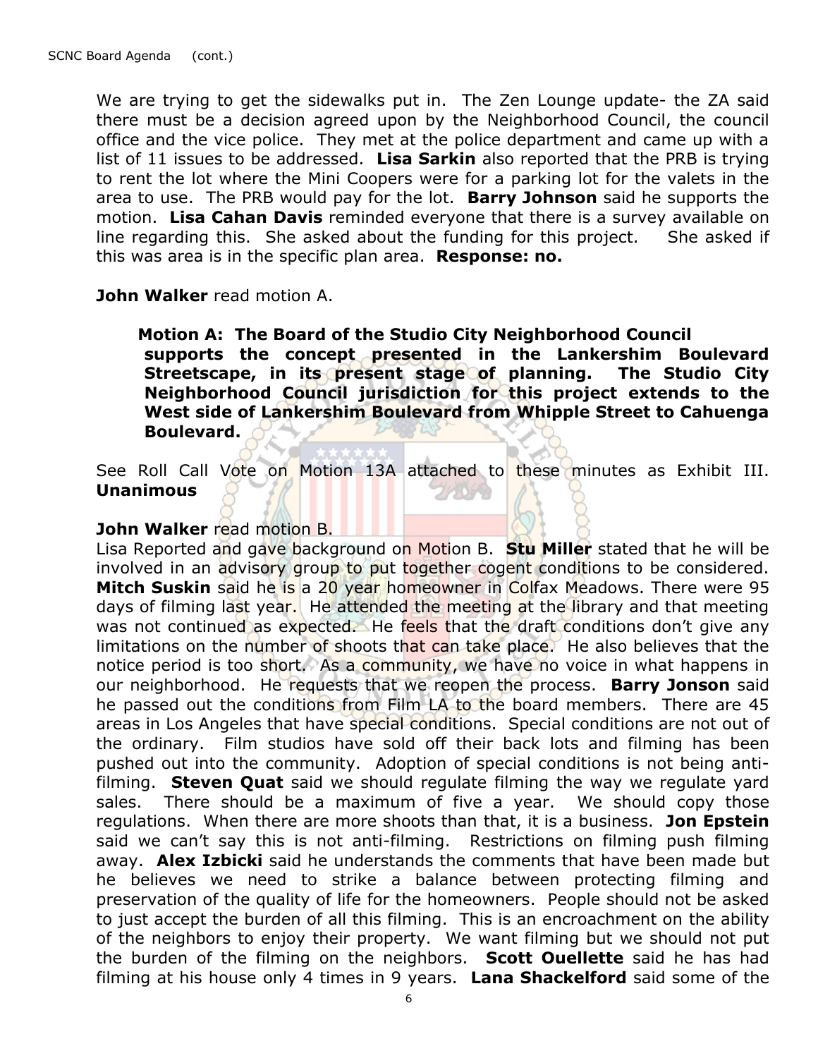We are trying to get the sidewalks put in. The Zen Lounge update- the ZA said there must be a decision agreed upon by the Neighborhood Council, the council office and the vice police. They met at the police department and came up with a list of 11 issues to be addressed. **Lisa Sarkin** also reported that the PRB is trying to rent the lot where the Mini Coopers were for a parking lot for the valets in the area to use. The PRB would pay for the lot. **Barry Johnson** said he supports the motion. **Lisa Cahan Davis** reminded everyone that there is a survey available on line regarding this. She asked about the funding for this project. She asked if this was area is in the specific plan area. **Response: no.**

**John Walker** read motion A.

> **Motion A: The Board of the Studio City Neighborhood Council supports the concept presented in the Lankershim Boulevard Streetscape, in its present stage of planning. The Studio City Neighborhood Council jurisdiction for this project extends to the West side of Lankershim Boulevard from Whipple Street to Cahuenga Boulevard.**

See Roll Call Vote on Motion 13A attached to these minutes as Exhibit III. **Unanimous**

**John Walker** read motion B.

Lisa Reported and gave background on Motion B. **Stu Miller** stated that he will be involved in an advisory group to put together cogent conditions to be considered. **Mitch Suskin** said he is a 20 year homeowner in Colfax Meadows. There were 95 days of filming last year. He attended the meeting at the library and that meeting was not continued as expected. He feels that the draft conditions don't give any limitations on the number of shoots that can take place. He also believes that the notice period is too short. As a community, we have no voice in what happens in our neighborhood. He requests that we reopen the process. **Barry Jonson** said he passed out the conditions from Film LA to the board members. There are 45 areas in Los Angeles that have special conditions. Special conditions are not out of the ordinary. Film studios have sold off their back lots and filming has been pushed out into the community. Adoption of special conditions is not being anti-filming. **Steven Quat** said we should regulate filming the way we regulate yard sales. There should be a maximum of five a year. We should copy those regulations. When there are more shoots than that, it is a business. **Jon Epstein** said we can't say this is not anti-filming. Restrictions on filming push filming away. **Alex Izbicki** said he understands the comments that have been made but he believes we need to strike a balance between protecting filming and preservation of the quality of life for the homeowners. People should not be asked to just accept the burden of all this filming. This is an encroachment on the ability of the neighbors to enjoy their property. We want filming but we should not put the burden of the filming on the neighbors. **Scott Ouellette** said he has had filming at his house only 4 times in 9 years. **Lana Shackelford** said some of the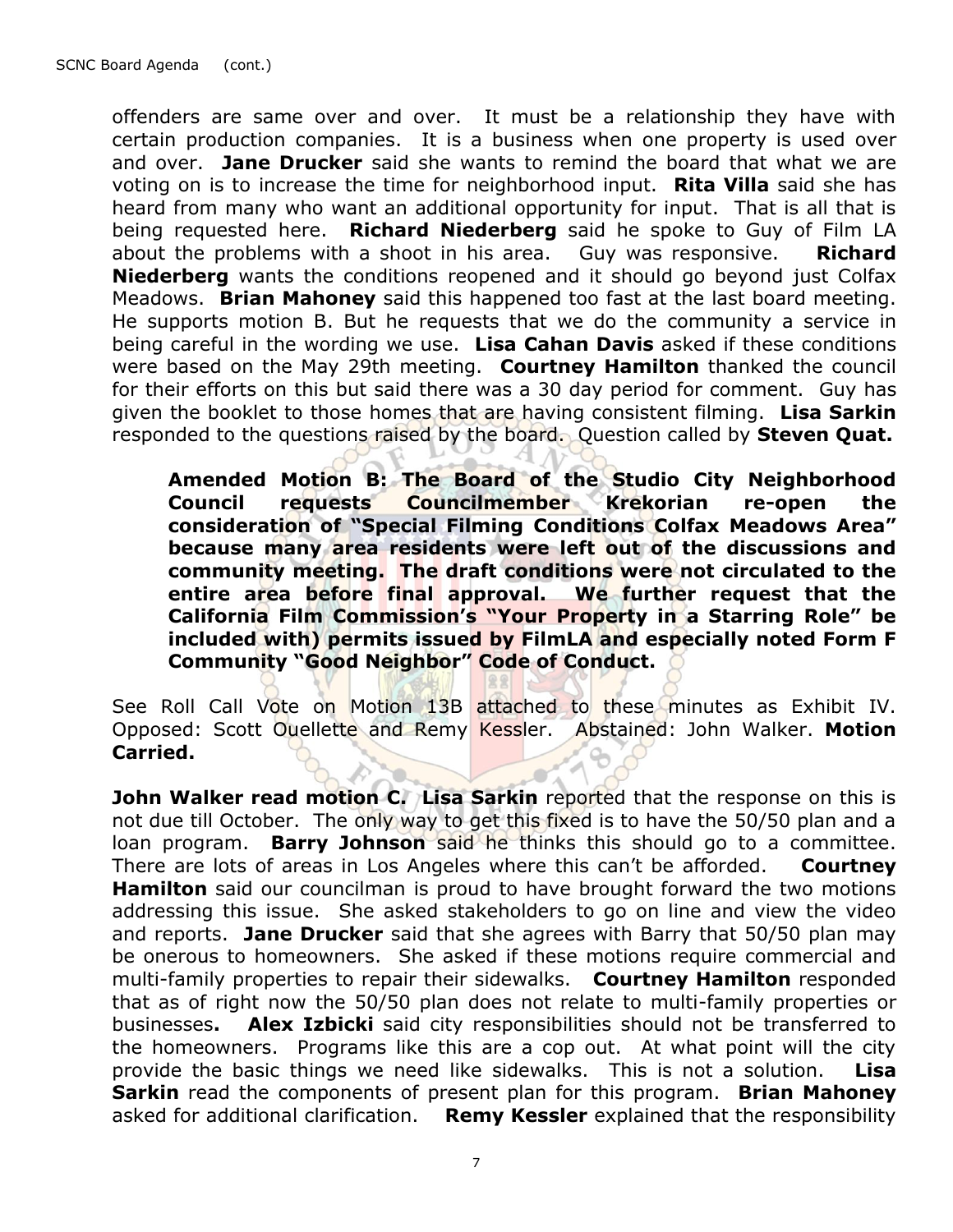offenders are same over and over. It must be a relationship they have with certain production companies. It is a business when one property is used over and over. **Jane Drucker** said she wants to remind the board that what we are voting on is to increase the time for neighborhood input. **Rita Villa** said she has heard from many who want an additional opportunity for input. That is all that is being requested here. **Richard Niederberg** said he spoke to Guy of Film LA about the problems with a shoot in his area. Guy was responsive. **Richard Niederberg** wants the conditions reopened and it should go beyond just Colfax Meadows. **Brian Mahoney** said this happened too fast at the last board meeting. He supports motion B. But he requests that we do the community a service in being careful in the wording we use. **Lisa Cahan Davis** asked if these conditions were based on the May 29th meeting. **Courtney Hamilton** thanked the council for their efforts on this but said there was a 30 day period for comment. Guy has given the booklet to those homes that are having consistent filming. **Lisa Sarkin** responded to the questions raised by the board. Question called by **Steven Quat.**

> **Amended Motion B: The Board of the Studio City Neighborhood Council requests Councilmember Krekorian re-open the consideration of "Special Filming Conditions Colfax Meadows Area" because many area residents were left out of the discussions and community meeting. The draft conditions were not circulated to the entire area before final approval. We further request that the California Film Commission's "Your Property in a Starring Role" be included with) permits issued by FilmLA and especially noted Form F Community "Good Neighbor" Code of Conduct.**

See Roll Call Vote on Motion 13B attached to these minutes as Exhibit IV. Opposed: Scott Ouellette and Remy Kessler. Abstained: John Walker. **Motion Carried.**

**John Walker read motion C.** **Lisa Sarkin** reported that the response on this is not due till October. The only way to get this fixed is to have the 50/50 plan and a loan program. **Barry Johnson** said he thinks this should go to a committee. There are lots of areas in Los Angeles where this can't be afforded. **Courtney Hamilton** said our councilman is proud to have brought forward the two motions addressing this issue. She asked stakeholders to go on line and view the video and reports. **Jane Drucker** said that she agrees with Barry that 50/50 plan may be onerous to homeowners. She asked if these motions require commercial and multi-family properties to repair their sidewalks. **Courtney Hamilton** responded that as of right now the 50/50 plan does not relate to multi-family properties or businesses**.** **Alex Izbicki** said city responsibilities should not be transferred to the homeowners. Programs like this are a cop out. At what point will the city provide the basic things we need like sidewalks. This is not a solution. **Lisa Sarkin** read the components of present plan for this program. **Brian Mahoney** asked for additional clarification. **Remy Kessler** explained that the responsibility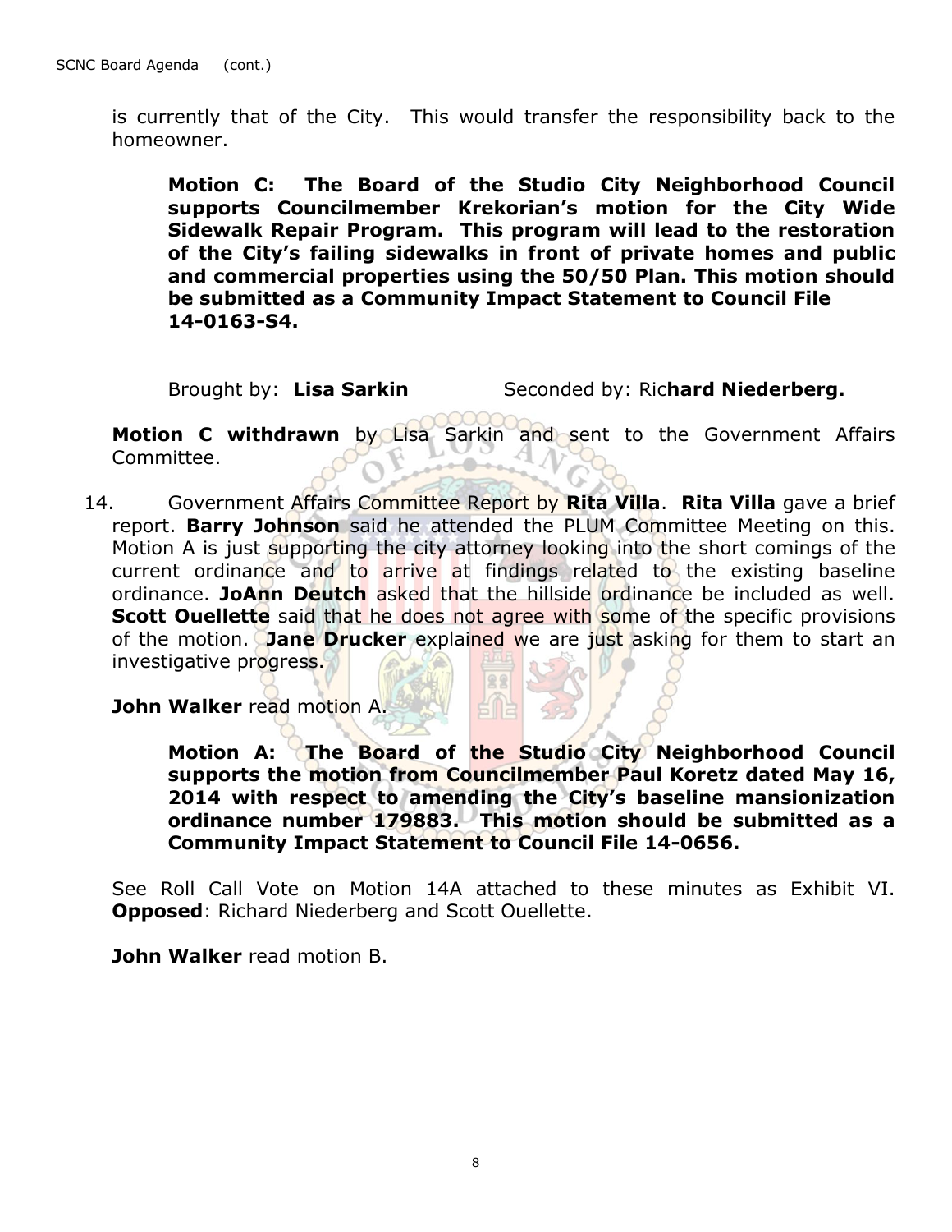is currently that of the City. This would transfer the responsibility back to the homeowner.

> **Motion C: The Board of the Studio City Neighborhood Council supports Councilmember Krekorian's motion for the City Wide Sidewalk Repair Program. This program will lead to the restoration of the City's failing sidewalks in front of private homes and public and commercial properties using the 50/50 Plan. This motion should be submitted as a Community Impact Statement to Council File 14-0163-S4.**

Brought by: **Lisa Sarkin** Seconded by: Ric**hard Niederberg.**

**Motion C withdrawn** by Lisa Sarkin and sent to the Government Affairs Committee.

14. Government Affairs Committee Report by **Rita Villa**. **Rita Villa** gave a brief report. **Barry Johnson** said he attended the PLUM Committee Meeting on this. Motion A is just supporting the city attorney looking into the short comings of the current ordinance and to arrive at findings related to the existing baseline ordinance. **JoAnn Deutch** asked that the hillside ordinance be included as well. **Scott Ouellette** said that he does not agree with some of the specific provisions of the motion. **Jane Drucker** explained we are just asking for them to start an investigative progress.

**John Walker** read motion A.

> **Motion A: The Board of the Studio City Neighborhood Council supports the motion from Councilmember Paul Koretz dated May 16, 2014 with respect to amending the City's baseline mansionization ordinance number 179883. This motion should be submitted as a Community Impact Statement to Council File 14-0656.**

See Roll Call Vote on Motion 14A attached to these minutes as Exhibit VI. **Opposed**: Richard Niederberg and Scott Ouellette.

**John Walker** read motion B.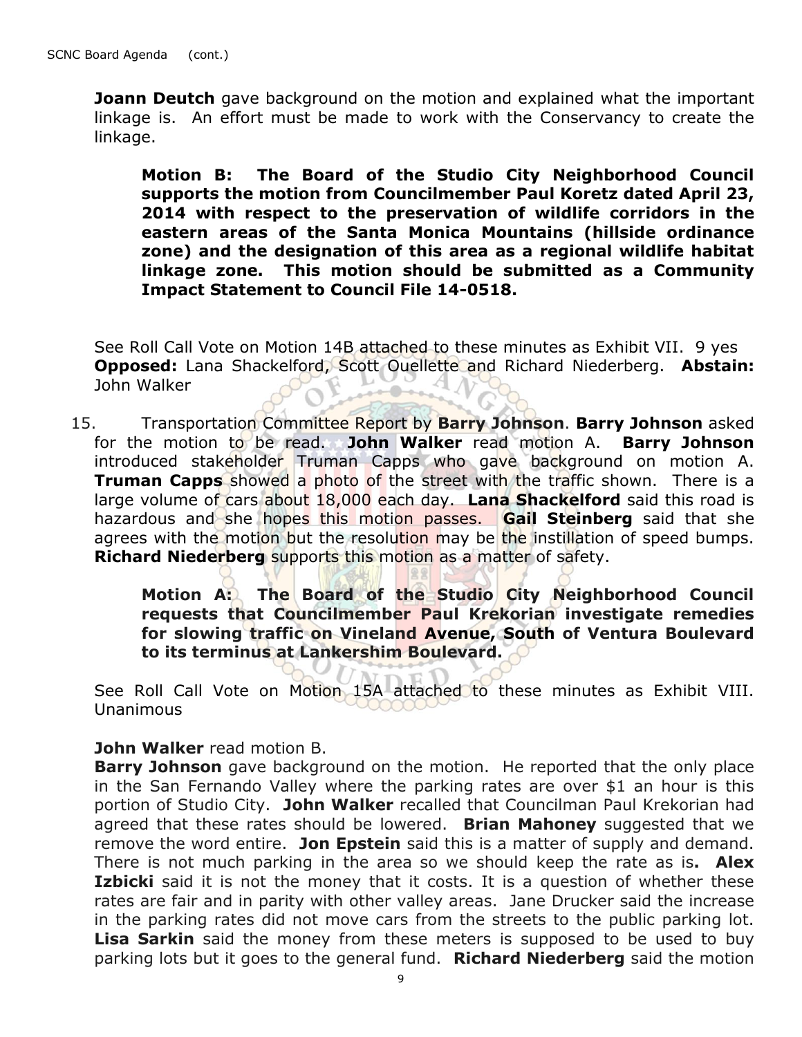**Joann Deutch** gave background on the motion and explained what the important linkage is. An effort must be made to work with the Conservancy to create the linkage.

> **Motion B: The Board of the Studio City Neighborhood Council supports the motion from Councilmember Paul Koretz dated April 23, 2014 with respect to the preservation of wildlife corridors in the eastern areas of the Santa Monica Mountains (hillside ordinance zone) and the designation of this area as a regional wildlife habitat linkage zone. This motion should be submitted as a Community Impact Statement to Council File 14-0518.**

See Roll Call Vote on Motion 14B attached to these minutes as Exhibit VII. 9 yes **Opposed:** Lana Shackelford, Scott Ouellette and Richard Niederberg. **Abstain:** John Walker

15. Transportation Committee Report by **Barry Johnson**. **Barry Johnson** asked for the motion to be read. **John Walker** read motion A. **Barry Johnson** introduced stakeholder Truman Capps who gave background on motion A. **Truman Capps** showed a photo of the street with the traffic shown. There is a large volume of cars about 18,000 each day. **Lana Shackelford** said this road is hazardous and she hopes this motion passes. **Gail Steinberg** said that she agrees with the motion but the resolution may be the instillation of speed bumps. **Richard Niederberg** supports this motion as a matter of safety.

> **Motion A: The Board of the Studio City Neighborhood Council requests that Councilmember Paul Krekorian investigate remedies for slowing traffic on Vineland Avenue, South of Ventura Boulevard to its terminus at Lankershim Boulevard.**

See Roll Call Vote on Motion 15A attached to these minutes as Exhibit VIII. Unanimous

**John Walker** read motion B.
**Barry Johnson** gave background on the motion. He reported that the only place in the San Fernando Valley where the parking rates are over $1 an hour is this portion of Studio City. **John Walker** recalled that Councilman Paul Krekorian had agreed that these rates should be lowered. **Brian Mahoney** suggested that we remove the word entire. **Jon Epstein** said this is a matter of supply and demand. There is not much parking in the area so we should keep the rate as is**.** **Alex Izbicki** said it is not the money that it costs. It is a question of whether these rates are fair and in parity with other valley areas. Jane Drucker said the increase in the parking rates did not move cars from the streets to the public parking lot. **Lisa Sarkin** said the money from these meters is supposed to be used to buy parking lots but it goes to the general fund. **Richard Niederberg** said the motion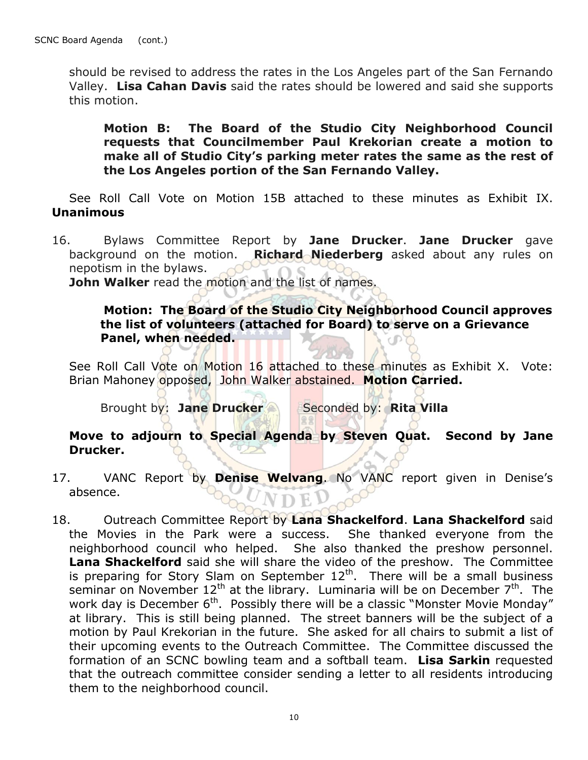should be revised to address the rates in the Los Angeles part of the San Fernando Valley. **Lisa Cahan Davis** said the rates should be lowered and said she supports this motion.

> **Motion B: The Board of the Studio City Neighborhood Council requests that Councilmember Paul Krekorian create a motion to make all of Studio City's parking meter rates the same as the rest of the Los Angeles portion of the San Fernando Valley.**

See Roll Call Vote on Motion 15B attached to these minutes as Exhibit IX. **Unanimous**

16. Bylaws Committee Report by **Jane Drucker**. **Jane Drucker** gave background on the motion. **Richard Niederberg** asked about any rules on nepotism in the bylaws.
    **John Walker** read the motion and the list of names.

    > **Motion: The Board of the Studio City Neighborhood Council approves the list of volunteers (attached for Board) to serve on a Grievance Panel, when needed.**

    See Roll Call Vote on Motion 16 attached to these minutes as Exhibit X. Vote: Brian Mahoney opposed, John Walker abstained. **Motion Carried.**

    Brought by: **Jane Drucker** Seconded by: **Rita Villa**

    **Move to adjourn to Special Agenda by Steven Quat. Second by Jane Drucker.**

17. VANC Report by **Denise Welvang**. No VANC report given in Denise's absence.

18. Outreach Committee Report by **Lana Shackelford**. **Lana Shackelford** said the Movies in the Park were a success. She thanked everyone from the neighborhood council who helped. She also thanked the preshow personnel. **Lana Shackelford** said she will share the video of the preshow. The Committee is preparing for Story Slam on September 12th. There will be a small business seminar on November 12th at the library. Luminaria will be on December 7th. The work day is December 6th. Possibly there will be a classic "Monster Movie Monday" at library. This is still being planned. The street banners will be the subject of a motion by Paul Krekorian in the future. She asked for all chairs to submit a list of their upcoming events to the Outreach Committee. The Committee discussed the formation of an SCNC bowling team and a softball team. **Lisa Sarkin** requested that the outreach committee consider sending a letter to all residents introducing them to the neighborhood council.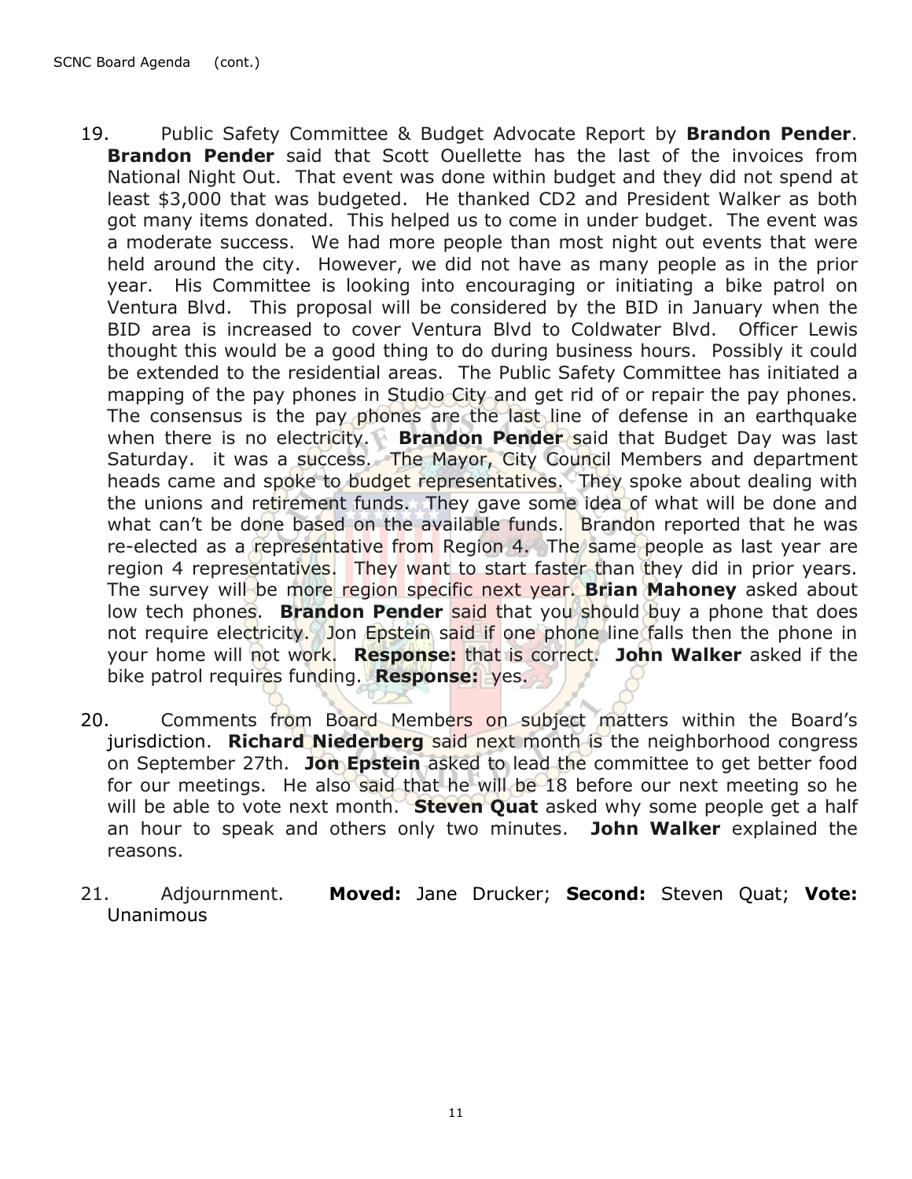19. Public Safety Committee & Budget Advocate Report by **Brandon Pender**. **Brandon Pender** said that Scott Ouellette has the last of the invoices from National Night Out. That event was done within budget and they did not spend at least $3,000 that was budgeted. He thanked CD2 and President Walker as both got many items donated. This helped us to come in under budget. The event was a moderate success. We had more people than most night out events that were held around the city. However, we did not have as many people as in the prior year. His Committee is looking into encouraging or initiating a bike patrol on Ventura Blvd. This proposal will be considered by the BID in January when the BID area is increased to cover Ventura Blvd to Coldwater Blvd. Officer Lewis thought this would be a good thing to do during business hours. Possibly it could be extended to the residential areas. The Public Safety Committee has initiated a mapping of the pay phones in Studio City and get rid of or repair the pay phones. The consensus is the pay phones are the last line of defense in an earthquake when there is no electricity. **Brandon Pender** said that Budget Day was last Saturday. it was a success. The Mayor, City Council Members and department heads came and spoke to budget representatives. They spoke about dealing with the unions and retirement funds. They gave some idea of what will be done and what can't be done based on the available funds. Brandon reported that he was re-elected as a representative from Region 4. The same people as last year are region 4 representatives. They want to start faster than they did in prior years. The survey will be more region specific next year. **Brian Mahoney** asked about low tech phones. **Brandon Pender** said that you should buy a phone that does not require electricity. Jon Epstein said if one phone line falls then the phone in your home will not work. **Response:** that is correct. **John Walker** asked if the bike patrol requires funding. **Response:** yes.

20. Comments from Board Members on subject matters within the Board's jurisdiction. **Richard Niederberg** said next month is the neighborhood congress on September 27th. **Jon Epstein** asked to lead the committee to get better food for our meetings. He also said that he will be 18 before our next meeting so he will be able to vote next month. **Steven Quat** asked why some people get a half an hour to speak and others only two minutes. **John Walker** explained the reasons.

21. Adjournment. **Moved:** Jane Drucker; **Second:** Steven Quat; **Vote:** Unanimous